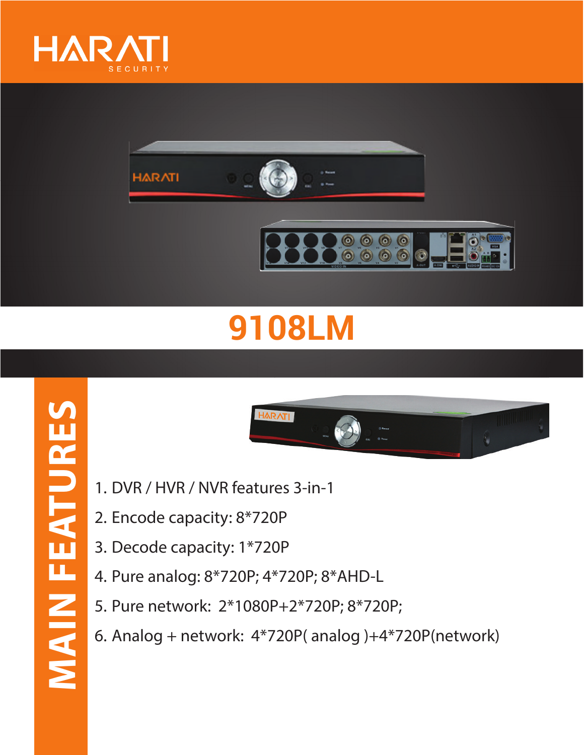# HARATI

SECURITY

## 9108LM

## MAIN FEATURES

1. DVR / HVR / NVR features 3-in-1
2. Encode capacity: 8*720P
3. Decode capacity: 1*720P
4. Pure analog: 8*720P; 4*720P; 8*AHD-L
5. Pure network: 2*1080P+2*720P; 8*720P;
6. Analog + network: 4*720P( analog )+4*720P(network)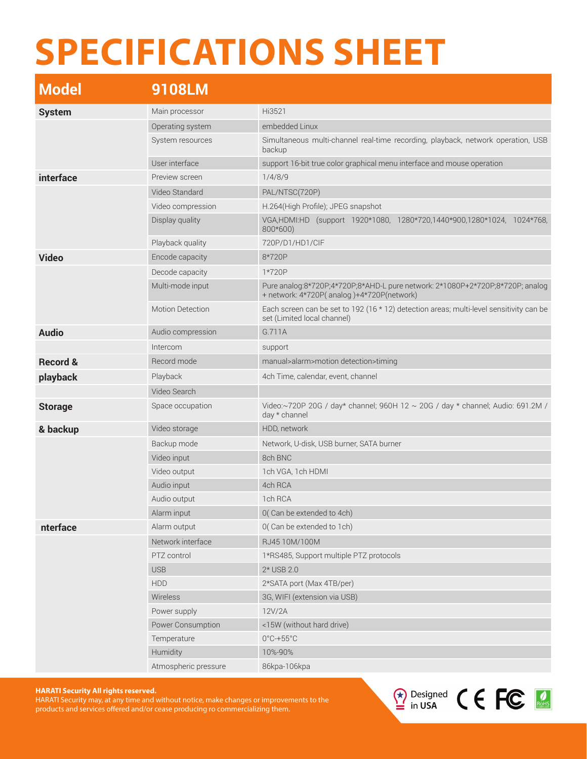# SPECIFICATIONS SHEET

| Model | 9108LM | |
|---|---|---|
| System | Main processor | Hi3521 |
| | Operating system | embedded Linux |
| | System resources | Simultaneous multi-channel real-time recording, playback, network operation, USB backup |
| | User interface | support 16-bit true color graphical menu interface and mouse operation |
| interface | Preview screen | 1/4/8/9 |
| | Video Standard | PAL/NTSC(720P) |
| | Video compression | H.264(High Profile); JPEG snapshot |
| | Display quality | VGA,HDMI:HD (support 1920*1080, 1280*720,1440*900,1280*1024, 1024*768, 800*600) |
| | Playback quality | 720P/D1/HD1/CIF |
| Video | Encode capacity | 8*720P |
| | Decode capacity | 1*720P |
| | Multi-mode input | Pure analog:8*720P;4*720P;8*AHD-L pure network: 2*1080P+2*720P;8*720P; analog + network: 4*720P( analog )+4*720P(network) |
| | Motion Detection | Each screen can be set to 192 (16 * 12) detection areas; multi-level sensitivity can be set (Limited local channel) |
| Audio | Audio compression | G.711A |
| | Intercom | support |
| Record & | Record mode | manual>alarm>motion detection>timing |
| playback | Playback | 4ch Time, calendar, event, channel |
| | Video Search | |
| Storage | Space occupation | Video:~720P 20G / day* channel; 960H 12 ~ 20G / day * channel; Audio: 691.2M / day * channel |
| & backup | Video storage | HDD, network |
| | Backup mode | Network, U-disk, USB burner, SATA burner |
| | Video input | 8ch BNC |
| | Video output | 1ch VGA, 1ch HDMI |
| | Audio input | 4ch RCA |
| | Audio output | 1ch RCA |
| | Alarm input | 0( Can be extended to 4ch) |
| nterface | Alarm output | 0( Can be extended to 1ch) |
| | Network interface | RJ45 10M/100M |
| | PTZ control | 1*RS485, Support multiple PTZ protocols |
| | USB | 2* USB 2.0 |
| | HDD | 2*SATA port (Max 4TB/per) |
| | Wireless | 3G, WIFI (extension via USB) |
| | Power supply | 12V/2A |
| | Power Consumption | <15W (without hard drive) |
| | Temperature | 0°C-+55°C |
| | Humidity | 10%-90% |
| | Atmospheric pressure | 86kpa-106kpa |

**HARATI Security All rights reserved.**
HARATI Security may, at any time and without notice, make changes or improvements to the products and services offered and/or cease producing ro commercializing them.

Designed in USA